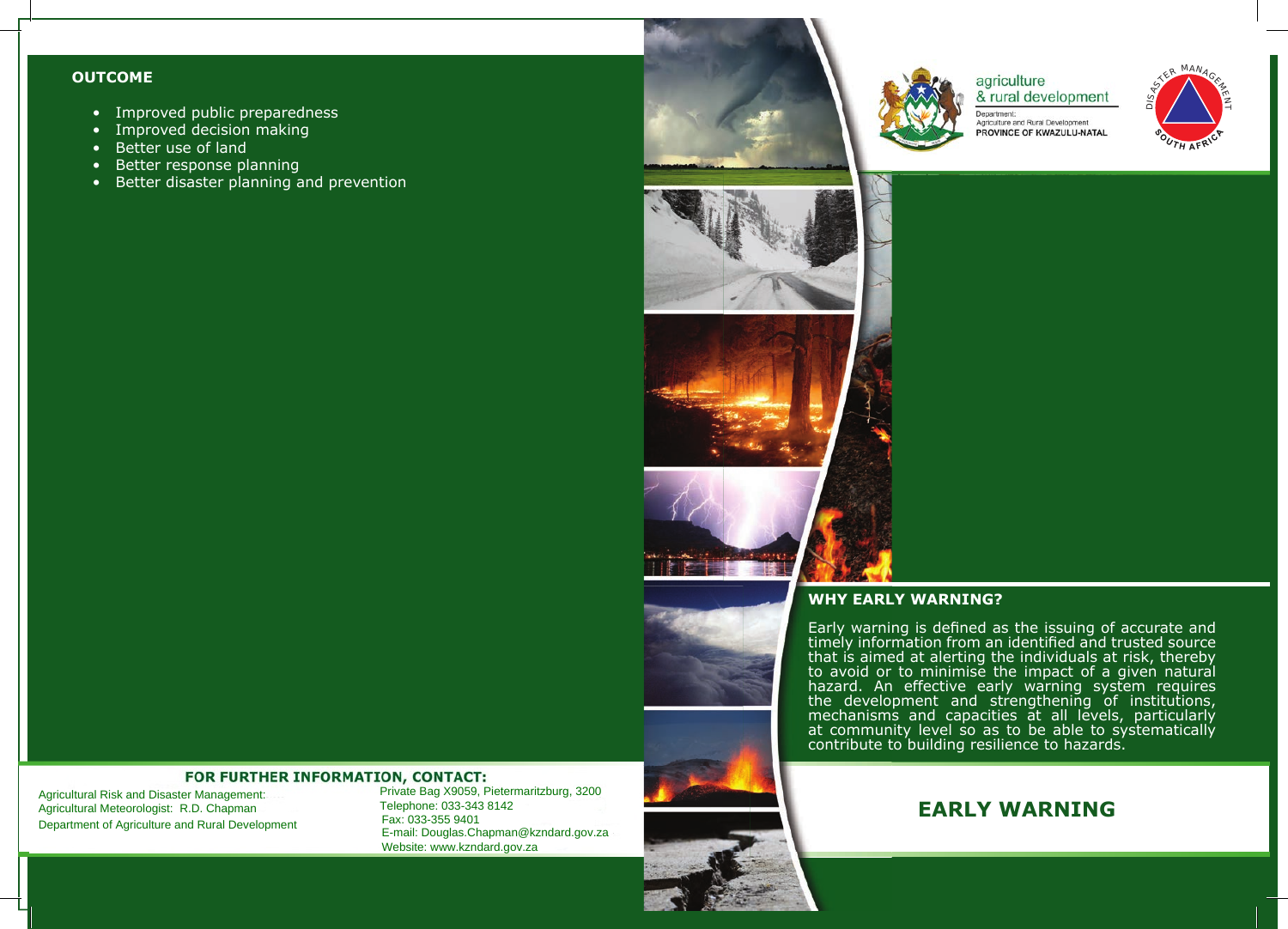## OUTCOME

- Improved public preparedness
- Improved decision making
- Better use of land
- Better response planning
- Better disaster planning and prevention

### FOR FURTHER INFORMATION, CONTACT:

Agricultural Risk and Disaster Management:
Agricultural Meteorologist: R.D. Chapman
Department of Agriculture and Rural Development

Private Bag X9059, Pietermaritzburg, 3200
Telephone: 033-343 8142
Fax: 033-355 9401
E-mail: Douglas.Chapman@kzndard.gov.za
Website: www.kzndard.gov.za

agriculture
& rural development
Department:
Agriculture and Rural Development
PROVINCE OF KWAZULU-NATAL

DISASTER MANAGEMENT SOUTH AFRICA

## WHY EARLY WARNING?

Early warning is defined as the issuing of accurate and timely information from an identified and trusted source that is aimed at alerting the individuals at risk, thereby to avoid or to minimise the impact of a given natural hazard. An effective early warning system requires the development and strengthening of institutions, mechanisms and capacities at all levels, particularly at community level so as to be able to systematically contribute to building resilience to hazards.

# EARLY WARNING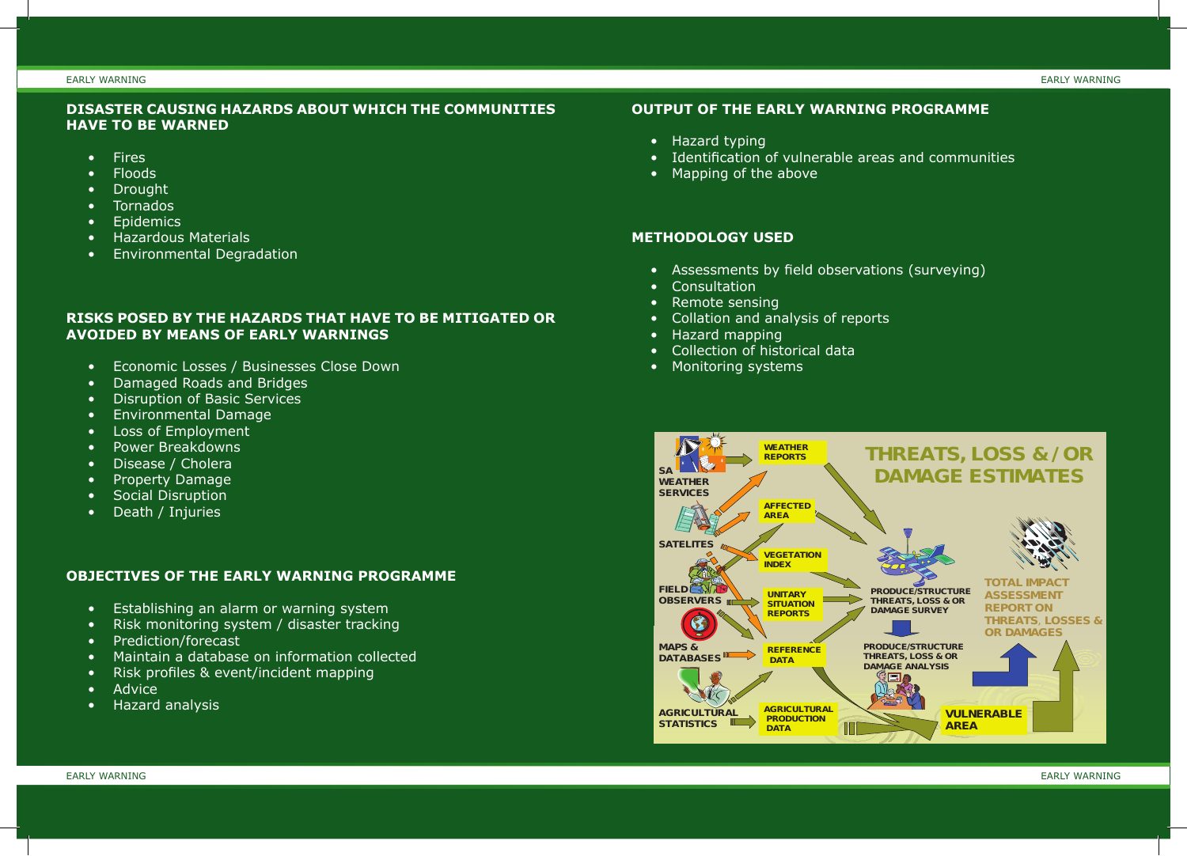## DISASTER CAUSING HAZARDS ABOUT WHICH THE COMMUNITIES HAVE TO BE WARNED

- Fires
- Floods
- Drought
- Tornados
- Epidemics
- Hazardous Materials
- Environmental Degradation

## RISKS POSED BY THE HAZARDS THAT HAVE TO BE MITIGATED OR AVOIDED BY MEANS OF EARLY WARNINGS

- Economic Losses / Businesses Close Down
- Damaged Roads and Bridges
- Disruption of Basic Services
- Environmental Damage
- Loss of Employment
- Power Breakdowns
- Disease / Cholera
- Property Damage
- Social Disruption
- Death / Injuries

## OBJECTIVES OF THE EARLY WARNING PROGRAMME

- Establishing an alarm or warning system
- Risk monitoring system / disaster tracking
- Prediction/forecast
- Maintain a database on information collected
- Risk profiles & event/incident mapping
- Advice
- Hazard analysis

## OUTPUT OF THE EARLY WARNING PROGRAMME

- Hazard typing
- Identification of vulnerable areas and communities
- Mapping of the above

## METHODOLOGY USED

- Assessments by field observations (surveying)
- Consultation
- Remote sensing
- Collation and analysis of reports
- Hazard mapping
- Collection of historical data
- Monitoring systems

THREATS, LOSS & / OR DAMAGE ESTIMATES

SA WEATHER SERVICES

SATELITES

FIELD OBSERVERS

MAPS & DATABASES

AGRICULTURAL STATISTICS

WEATHER REPORTS

AFFECTED AREA

VEGETATION INDEX

UNITARY SITUATION REPORTS

REFERENCE DATA

AGRICULTURAL PRODUCTION DATA

PRODUCE/STRUCTURE THREATS, LOSS & OR DAMAGE SURVEY

PRODUCE/STRUCTURE THREATS, LOSS & OR DAMAGE ANALYSIS

TOTAL IMPACT ASSESSMENT REPORT ON THREATS, LOSSES & OR DAMGES

VULNERABLE AREA